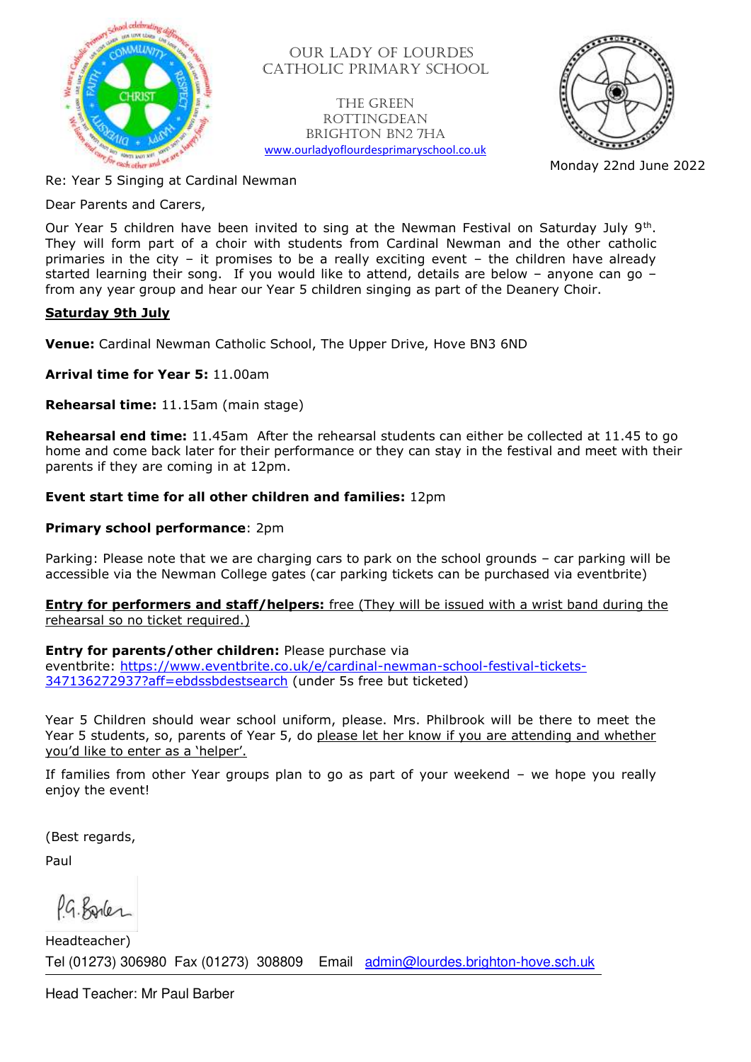OUR LADY OF LOURDES
CATHOLIC PRIMARY SCHOOL

THE GREEN
ROTTINGDEAN
BRIGHTON BN2 7HA
www.ourladyoflourdesprimaryschool.co.uk

Monday 22nd June 2022

Re: Year 5 Singing at Cardinal Newman

Dear Parents and Carers,

Our Year 5 children have been invited to sing at the Newman Festival on Saturday July 9th. They will form part of a choir with students from Cardinal Newman and the other catholic primaries in the city – it promises to be a really exciting event – the children have already started learning their song. If you would like to attend, details are below – anyone can go – from any year group and hear our Year 5 children singing as part of the Deanery Choir.

**Saturday 9th July**

**Venue:** Cardinal Newman Catholic School, The Upper Drive, Hove BN3 6ND

**Arrival time for Year 5:** 11.00am

**Rehearsal time:** 11.15am (main stage)

**Rehearsal end time:** 11.45am After the rehearsal students can either be collected at 11.45 to go home and come back later for their performance or they can stay in the festival and meet with their parents if they are coming in at 12pm.

**Event start time for all other children and families:** 12pm

**Primary school performance**: 2pm

Parking: Please note that we are charging cars to park on the school grounds – car parking will be accessible via the Newman College gates (car parking tickets can be purchased via eventbrite)

**Entry for performers and staff/helpers:** free (They will be issued with a wrist band during the rehearsal so no ticket required.)

**Entry for parents/other children:** Please purchase via eventbrite: https://www.eventbrite.co.uk/e/cardinal-newman-school-festival-tickets-347136272937?aff=ebdssbdestsearch (under 5s free but ticketed)

Year 5 Children should wear school uniform, please. Mrs. Philbrook will be there to meet the Year 5 students, so, parents of Year 5, do please let her know if you are attending and whether you'd like to enter as a 'helper'.

If families from other Year groups plan to go as part of your weekend – we hope you really enjoy the event!

(Best regards,

Paul

P.G. Barber

Headteacher)

Tel (01273) 306980 Fax (01273) 308809 Email admin@lourdes.brighton-hove.sch.uk

Head Teacher: Mr Paul Barber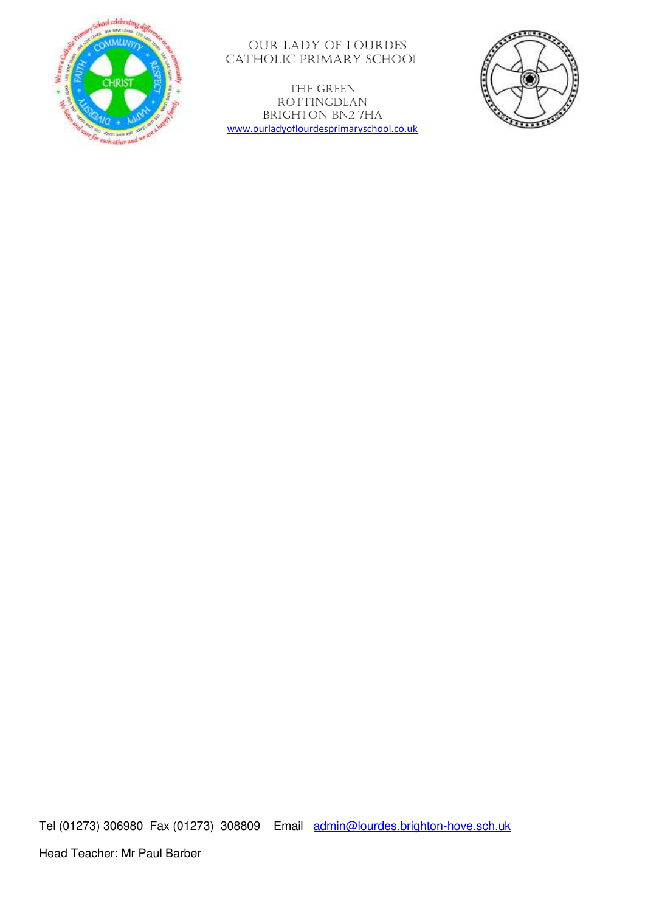OUR LADY OF LOURDES
CATHOLIC PRIMARY SCHOOL

THE GREEN
ROTTINGDEAN
BRIGHTON BN2 7HA
www.ourladyoflourdesprimaryschool.co.uk

Tel (01273) 306980 Fax (01273) 308809 Email admin@lourdes.brighton-hove.sch.uk

Head Teacher: Mr Paul Barber